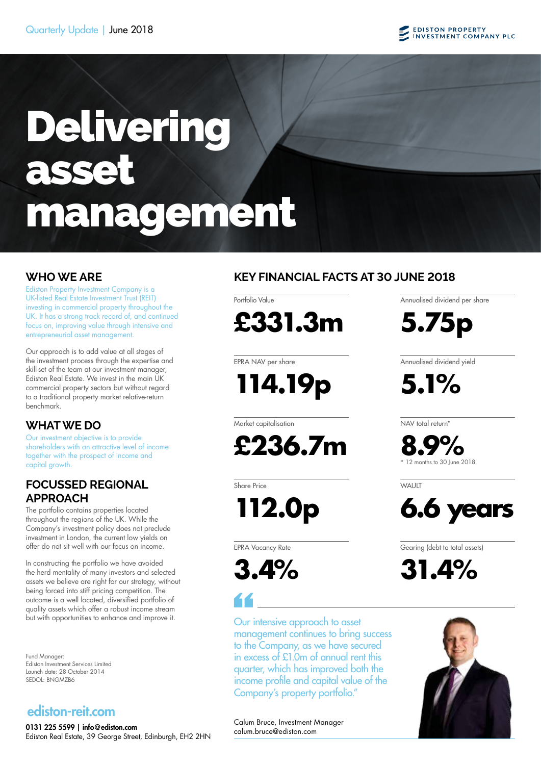Quarterly Update | June 2018

EDISTON PROPERTY INVESTMENT COMPANY PLC

# Delivering asset management

## WHO WE ARE

Ediston Property Investment Company is a UK-listed Real Estate Investment Trust (REIT) investing in commercial property throughout the UK. It has a strong track record of, and continued focus on, improving value through intensive and entrepreneurial asset management.

Our approach is to add value at all stages of the investment process through the expertise and skill-set of the team at our investment manager, Ediston Real Estate. We invest in the main UK commercial property sectors but without regard to a traditional property market relative-return benchmark.

## WHAT WE DO

Our investment objective is to provide shareholders with an attractive level of income together with the prospect of income and capital growth.

## FOCUSSED REGIONAL APPROACH

The portfolio contains properties located throughout the regions of the UK. While the Company's investment policy does not preclude investment in London, the current low yields on offer do not sit well with our focus on income.

In constructing the portfolio we have avoided the herd mentality of many investors and selected assets we believe are right for our strategy, without being forced into stiff pricing competition. The outcome is a well located, diversified portfolio of quality assets which offer a robust income stream but with opportunities to enhance and improve it.

Fund Manager: Ediston Investment Services Limited
Launch date: 28 October 2014
SEDOL: BNGMZB6

**ediston-reit.com**

**0131 225 5599 | info@ediston.com**
Ediston Real Estate, 39 George Street, Edinburgh, EH2 2HN

## KEY FINANCIAL FACTS AT 30 JUNE 2018

| Metric | Value |
| --- | --- |
| Portfolio Value | £331.3m |
| Annualised dividend per share | 5.75p |
| EPRA NAV per share | 114.19p |
| Annualised dividend yield | 5.1% |
| Market capitalisation | £236.7m |
| NAV total return* | 8.9% |
| Share Price | 112.0p |
| WAULT | 6.6 years |
| EPRA Vacancy Rate | 3.4% |
| Gearing (debt to total assets) | 31.4% |

\* 12 months to 30 June 2018

> "Our intensive approach to asset management continues to bring success to the Company, as we have secured in excess of £1.0m of annual rent this quarter, which has improved both the income profile and capital value of the Company's property portfolio."

Calum Bruce, Investment Manager
calum.bruce@ediston.com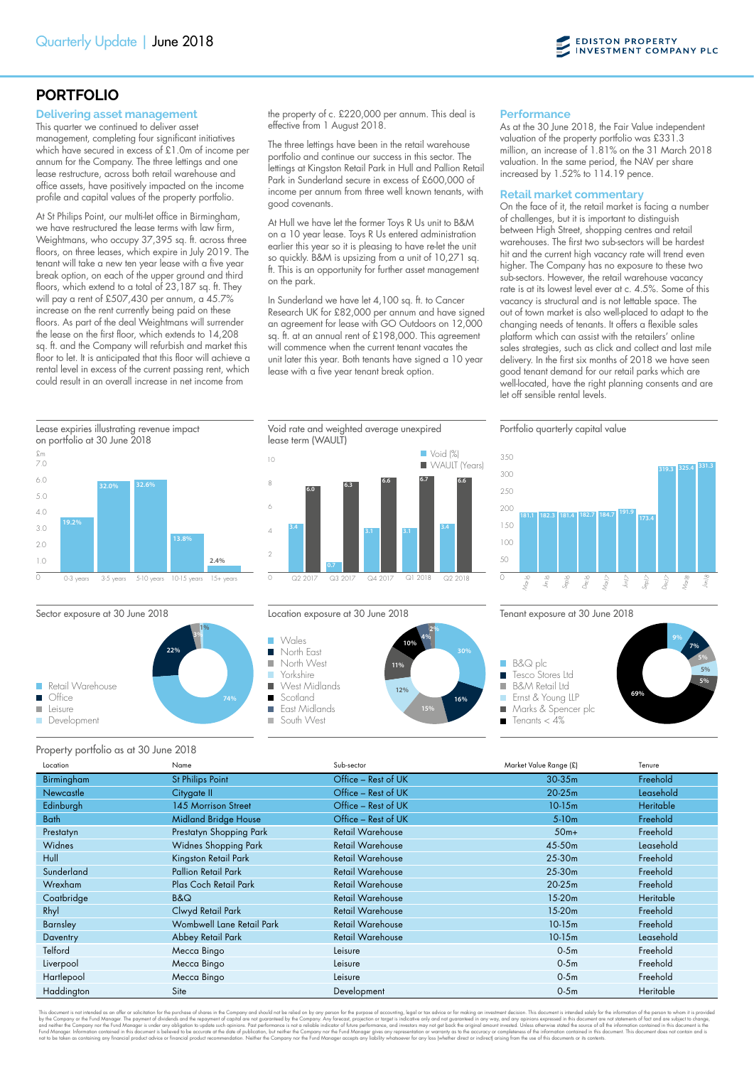## PORTFOLIO

### Delivering asset management

This quarter we continued to deliver asset management, completing four significant initiatives which have secured in excess of £1.0m of income per annum for the Company. The three lettings and one lease restructure, across both retail warehouse and office assets, have positively impacted on the income profile and capital values of the property portfolio.

At St Philips Point, our multi-let office in Birmingham, we have restructured the lease terms with law firm, Weightmans, who occupy 37,395 sq. ft. across three floors, on three leases, which expire in July 2019. The tenant will take a new ten year lease with a five year break option, on each of the upper ground and third floors, which extend to a total of 23,187 sq. ft. They will pay a rent of £507,430 per annum, a 45.7% increase on the rent currently being paid on these floors. As part of the deal Weightmans will surrender the lease on the first floor, which extends to 14,208 sq. ft. and the Company will refurbish and market this floor to let. It is anticipated that this floor will achieve a rental level in excess of the current passing rent, which could result in an overall increase in net income from the property of c. £220,000 per annum. This deal is effective from 1 August 2018.

The three lettings have been in the retail warehouse portfolio and continue our success in this sector. The lettings at Kingston Retail Park in Hull and Pallion Retail Park in Sunderland secure in excess of £600,000 of income per annum from three well known tenants, with good covenants.

At Hull we have let the former Toys R Us unit to B&M on a 10 year lease. Toys R Us entered administration earlier this year so it is pleasing to have re-let the unit so quickly. B&M is upsizing from a unit of 10,271 sq. ft. This is an opportunity for further asset management on the park.

In Sunderland we have let 4,100 sq. ft. to Cancer Research UK for £82,000 per annum and have signed an agreement for lease with GO Outdoors on 12,000 sq. ft. at an annual rent of £198,000. This agreement will commence when the current tenant vacates the unit later this year. Both tenants have signed a 10 year lease with a five year tenant break option.

### Performance

As at the 30 June 2018, the Fair Value independent valuation of the property portfolio was £331.3 million, an increase of 1.81% on the 31 March 2018 valuation. In the same period, the NAV per share increased by 1.52% to 114.19 pence.

### Retail market commentary

On the face of it, the retail market is facing a number of challenges, but it is important to distinguish between High Street, shopping centres and retail warehouses. The first two sub-sectors will be hardest hit and the current high vacancy rate will trend even higher. The Company has no exposure to these two sub-sectors. However, the retail warehouse vacancy rate is at its lowest level ever at c. 4.5%. Some of this vacancy is structural and is not lettable space. The out of town market is also well-placed to adapt to the changing needs of tenants. It offers a flexible sales platform which can assist with the retailers' online sales strategies, such as click and collect and last mile delivery. In the first six months of 2018 we have seen good tenant demand for our retail parks which are well-located, have the right planning consents and are let off sensible rental levels.

Lease expiries illustrating revenue impact on portfolio at 30 June 2018

£m
7.0
6.0
5.0
4.0
3.0
2.0
1.0
0
19.2% 32.0% 32.6% 13.8% 2.4%
0-3 years 3-5 years 5-10 years 10-15 years 15+ years

Void rate and weighted average unexpired lease term (WAULT)

Void (%)
WAULT (Years)
10
8
6
4
2
0
3.4 6.0 0.7 6.3 3.1 6.6 3.1 6.7 3.4 6.6
Q2 2017 Q3 2017 Q4 2017 Q1 2018 Q2 2018

Portfolio quarterly capital value

350
300
250
200
150
100
50
0
181.1 182.3 181.4 182.7 184.7 191.9 173.4 319.3 325.4 331.3
Mar16 Jun16 Sep16 Dec16 Mar17 Jun17 Sep17 Dec17 Mar18 Jun18

Sector exposure at 30 June 2018

Retail Warehouse
Office
Leisure
Development
74% 22% 3% 1%

Location exposure at 30 June 2018

Wales
North East
North West
Yorkshire
West Midlands
Scotland
East Midlands
South West
30% 16% 15% 12% 11% 10% 4% 2%

Tenant exposure at 30 June 2018

B&Q plc
Tesco Stores Ltd
B&M Retail Ltd
Ernst & Young LLP
Marks & Spencer plc
Tenants < 4%
9% 7% 5% 5% 5% 69%

### Property portfolio as at 30 June 2018

| Location | Name | Sub-sector | Market Value Range (£) | Tenure |
|---|---|---|---|---|
| Birmingham | St Philips Point | Office – Rest of UK | 30-35m | Freehold |
| Newcastle | Citygate II | Office – Rest of UK | 20-25m | Leasehold |
| Edinburgh | 145 Morrison Street | Office – Rest of UK | 10-15m | Heritable |
| Bath | Midland Bridge House | Office – Rest of UK | 5-10m | Freehold |
| Prestatyn | Prestatyn Shopping Park | Retail Warehouse | 50m+ | Freehold |
| Widnes | Widnes Shopping Park | Retail Warehouse | 45-50m | Leasehold |
| Hull | Kingston Retail Park | Retail Warehouse | 25-30m | Freehold |
| Sunderland | Pallion Retail Park | Retail Warehouse | 25-30m | Freehold |
| Wrexham | Plas Coch Retail Park | Retail Warehouse | 20-25m | Freehold |
| Coatbridge | B&Q | Retail Warehouse | 15-20m | Heritable |
| Rhyl | Clwyd Retail Park | Retail Warehouse | 15-20m | Freehold |
| Barnsley | Wombwell Lane Retail Park | Retail Warehouse | 10-15m | Freehold |
| Daventry | Abbey Retail Park | Retail Warehouse | 10-15m | Leasehold |
| Telford | Mecca Bingo | Leisure | 0-5m | Freehold |
| Liverpool | Mecca Bingo | Leisure | 0-5m | Freehold |
| Hartlepool | Mecca Bingo | Leisure | 0-5m | Freehold |
| Haddington | Site | Development | 0-5m | Heritable |

This document is not intended as an offer or solicitation for the purchase of shares in the Company and should not be relied on by any person for the purpose of accounting, legal or tax advice or for making an investment decision. This document is intended solely for the information of the person to whom it is provided by the Company or the Fund Manager. The payment of dividends and the repayment of capital are not guaranteed by the Company. Any forecast, projection or target is indicative only and not guaranteed in any way, and any opinions expressed in this document are not statements of fact and are subject to change, and neither the Company nor the Fund Manager is under any obligation to update such opinions. Past performance is not a reliable indicator of future performance, and investors may not get back the original amount invested. Unless otherwise stated the source of all the information contained in this document is the Fund Manager. Information contained in this document is believed to be accurate at the date of publication, but neither the Company nor the Fund Manager gives any representation or warranty as to the accuracy or completeness of the information contained in this document. This document does not contain and is not to be taken as containing any financial product advice or financial product recommendation. Neither the Company nor the Fund Manager accepts any liability whatsoever for any loss (whether direct or indirect) arising from the use of this documents or its contents.